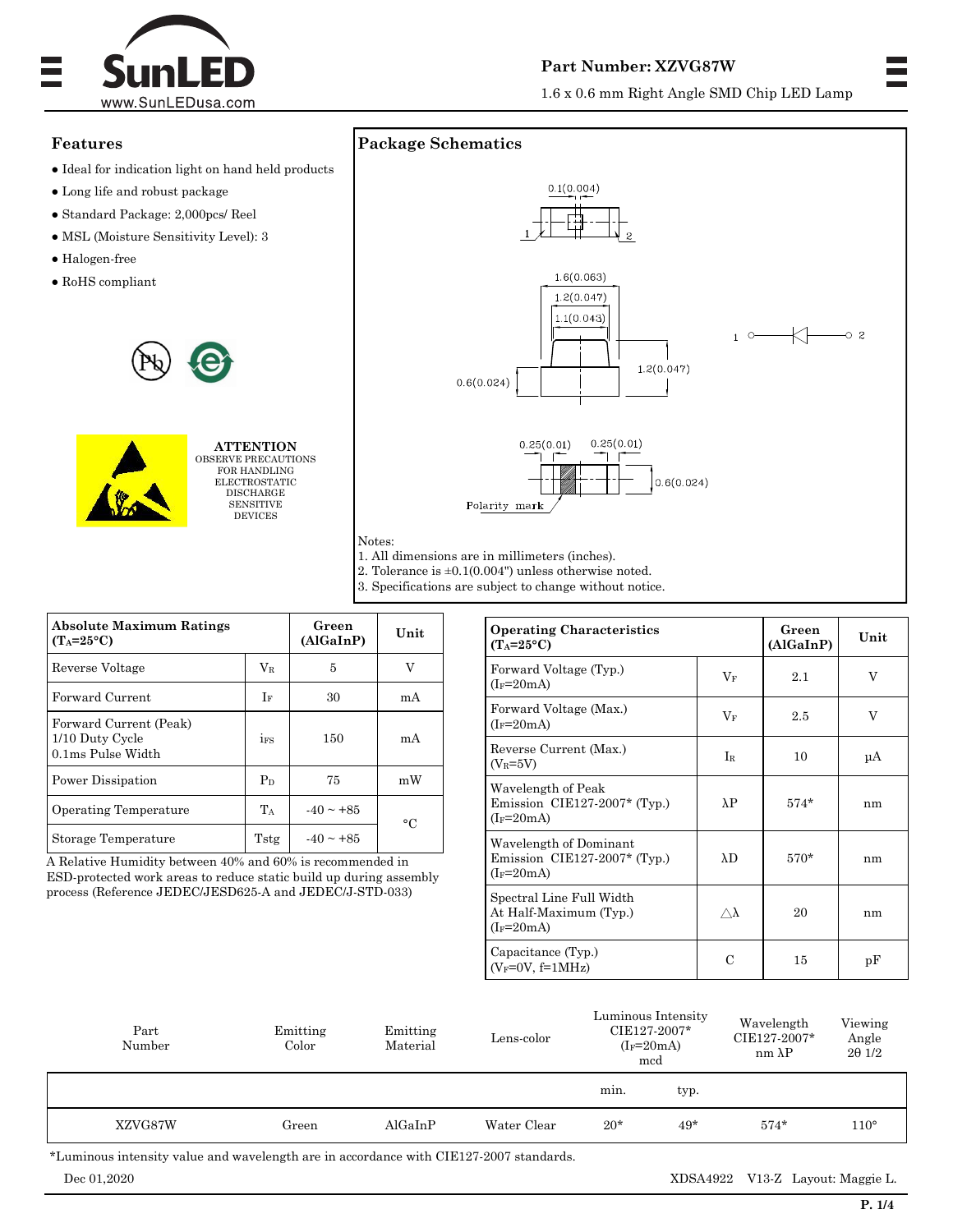# SunLED

www.SunLEDusa.com

**Part Number: XZVG87W**

1.6 x 0.6 mm Right Angle SMD Chip LED Lamp

## Features

- Ideal for indication light on hand held products
- Long life and robust package
- Standard Package: 2,000pcs/ Reel
- MSL (Moisture Sensitivity Level): 3
- Halogen-free
- RoHS compliant

**ATTENTION**
OBSERVE PRECAUTIONS FOR HANDLING ELECTROSTATIC DISCHARGE SENSITIVE DEVICES

## Package Schematics

0.1(0.004)

1 2

1.6(0.063)
1.2(0.047)
1.1(0.043)
1.2(0.047)
0.6(0.024)

1 ○—▷|—○ 2

0.25(0.01) 0.25(0.01)
0.6(0.024)
Polarity mark

Notes:
1. All dimensions are in millimeters (inches).
2. Tolerance is ±0.1(0.004") unless otherwise noted.
3. Specifications are subject to change without notice.

| Absolute Maximum Ratings ($T_A$=25°C) | | Green (AlGaInP) | Unit |
|---|---|---|---|
| Reverse Voltage | $V_R$ | 5 | V |
| Forward Current | $I_F$ | 30 | mA |
| Forward Current (Peak) 1/10 Duty Cycle 0.1ms Pulse Width | $i_{FS}$ | 150 | mA |
| Power Dissipation | $P_D$ | 75 | mW |
| Operating Temperature | $T_A$ | -40 ~ +85 | °C |
| Storage Temperature | Tstg | -40 ~ +85 | °C |

A Relative Humidity between 40% and 60% is recommended in ESD-protected work areas to reduce static build up during assembly process (Reference JEDEC/JESD625-A and JEDEC/J-STD-033)

| Operating Characteristics ($T_A$=25°C) | | Green (AlGaInP) | Unit |
|---|---|---|---|
| Forward Voltage (Typ.) ($I_F$=20mA) | $V_F$ | 2.1 | V |
| Forward Voltage (Max.) ($I_F$=20mA) | $V_F$ | 2.5 | V |
| Reverse Current (Max.) ($V_R$=5V) | $I_R$ | 10 | µA |
| Wavelength of Peak Emission CIE127-2007* (Typ.) ($I_F$=20mA) | λP | 574* | nm |
| Wavelength of Dominant Emission CIE127-2007* (Typ.) ($I_F$=20mA) | λD | 570* | nm |
| Spectral Line Full Width At Half-Maximum (Typ.) ($I_F$=20mA) | △λ | 20 | nm |
| Capacitance (Typ.) ($V_F$=0V, f=1MHz) | C | 15 | pF |

| Part Number | Emitting Color | Emitting Material | Lens-color | Luminous Intensity CIE127-2007* ($I_F$=20mA) mcd | | Wavelength CIE127-2007* nm λP | Viewing Angle 2θ 1/2 |
|---|---|---|---|---|---|---|---|
| | | | | min. | typ. | | |
| XZVG87W | Green | AlGaInP | Water Clear | 20* | 49* | 574* | 110° |

*Luminous intensity value and wavelength are in accordance with CIE127-2007 standards.

Dec 01,2020 XDSA4922 V13-Z Layout: Maggie L.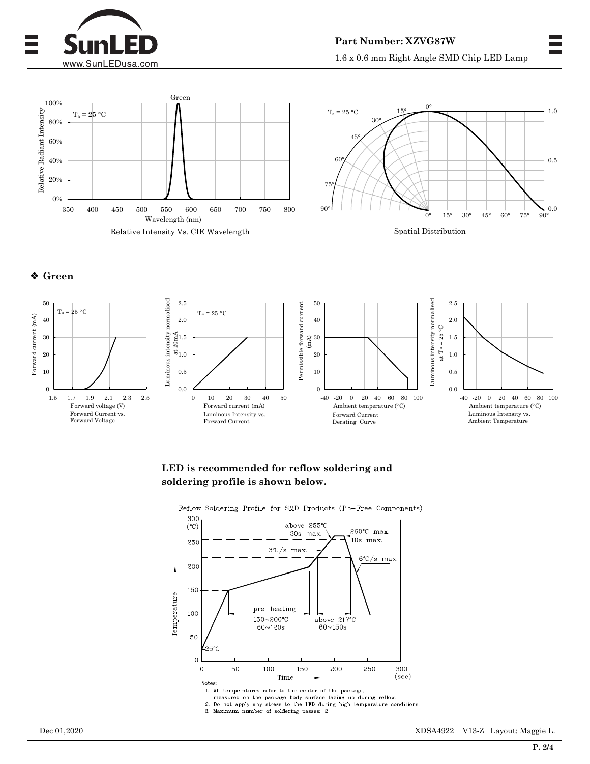Relative Intensity Vs. CIE Wavelength

Spatial Distribution

### ❖ Green

Forward Current vs. Forward Voltage

Luminous Intensity vs. Forward Current

Forward Current Derating Curve

Luminous Intensity vs. Ambient Temperature

**LED is recommended for reflow soldering and soldering profile is shown below.**

Reflow Soldering Profile for SMD Products (Pb-Free Components)

Notes:

1. All temperatures refer to the center of the package, measured on the package body surface facing up during reflow.
2. Do not apply any stress to the LED during high temperature conditions.
3. Maximum number of soldering passes: 2

Dec 01,2020 XDSA4922 V13-Z Layout: Maggie L.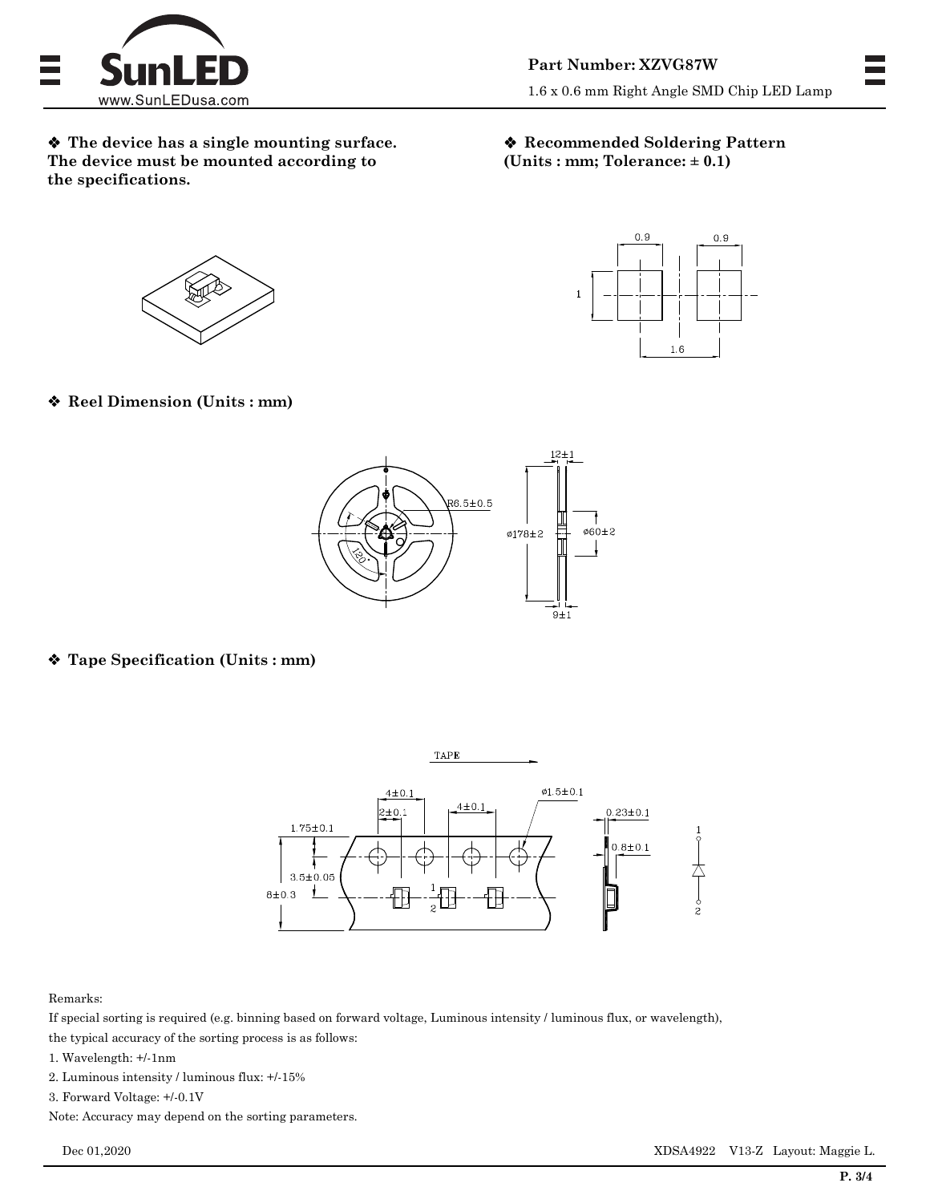❖ **The device has a single mounting surface. The device must be mounted according to the specifications.**

❖ **Recommended Soldering Pattern (Units : mm; Tolerance: ± 0.1)**

❖ **Reel Dimension (Units : mm)**

❖ **Tape Specification (Units : mm)**

Remarks:

If special sorting is required (e.g. binning based on forward voltage, Luminous intensity / luminous flux, or wavelength), the typical accuracy of the sorting process is as follows:

1. Wavelength: +/-1nm
2. Luminous intensity / luminous flux: +/-15%
3. Forward Voltage: +/-0.1V

Note: Accuracy may depend on the sorting parameters.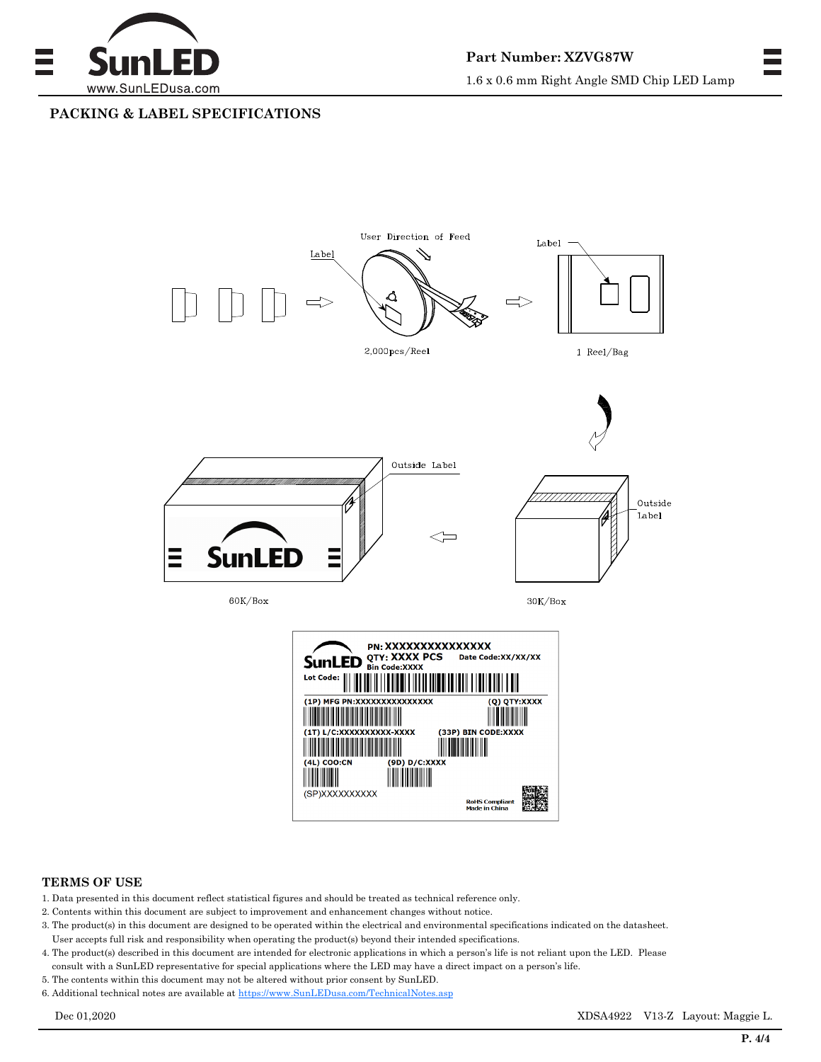## PACKING & LABEL SPECIFICATIONS

User Direction of Feed

Label

2,000pcs/Reel

Label

1 Reel/Bag

Outside Label

60K/Box

Outside Label

30K/Box

PN: XXXXXXXXXXXXXX
QTY: XXXX PCS
Date Code:XX/XX/XX
Bin Code:XXXX
Lot Code:
(1P) MFG PN:XXXXXXXXXXXXXXX
(Q) QTY:XXXX
(1T) L/C:XXXXXXXXXX-XXXX
(33P) BIN CODE:XXXX
(4L) COO:CN
(9D) D/C:XXXX
(SP)XXXXXXXXXX
RoHS Compliant
Made in China

## TERMS OF USE

1. Data presented in this document reflect statistical figures and should be treated as technical reference only.
2. Contents within this document are subject to improvement and enhancement changes without notice.
3. The product(s) in this document are designed to be operated within the electrical and environmental specifications indicated on the datasheet. User accepts full risk and responsibility when operating the product(s) beyond their intended specifications.
4. The product(s) described in this document are intended for electronic applications in which a person's life is not reliant upon the LED. Please consult with a SunLED representative for special applications where the LED may have a direct impact on a person's life.
5. The contents within this document may not be altered without prior consent by SunLED.
6. Additional technical notes are available at https://www.SunLEDusa.com/TechnicalNotes.asp

Dec 01,2020 XDSA4922 V13-Z Layout: Maggie L.